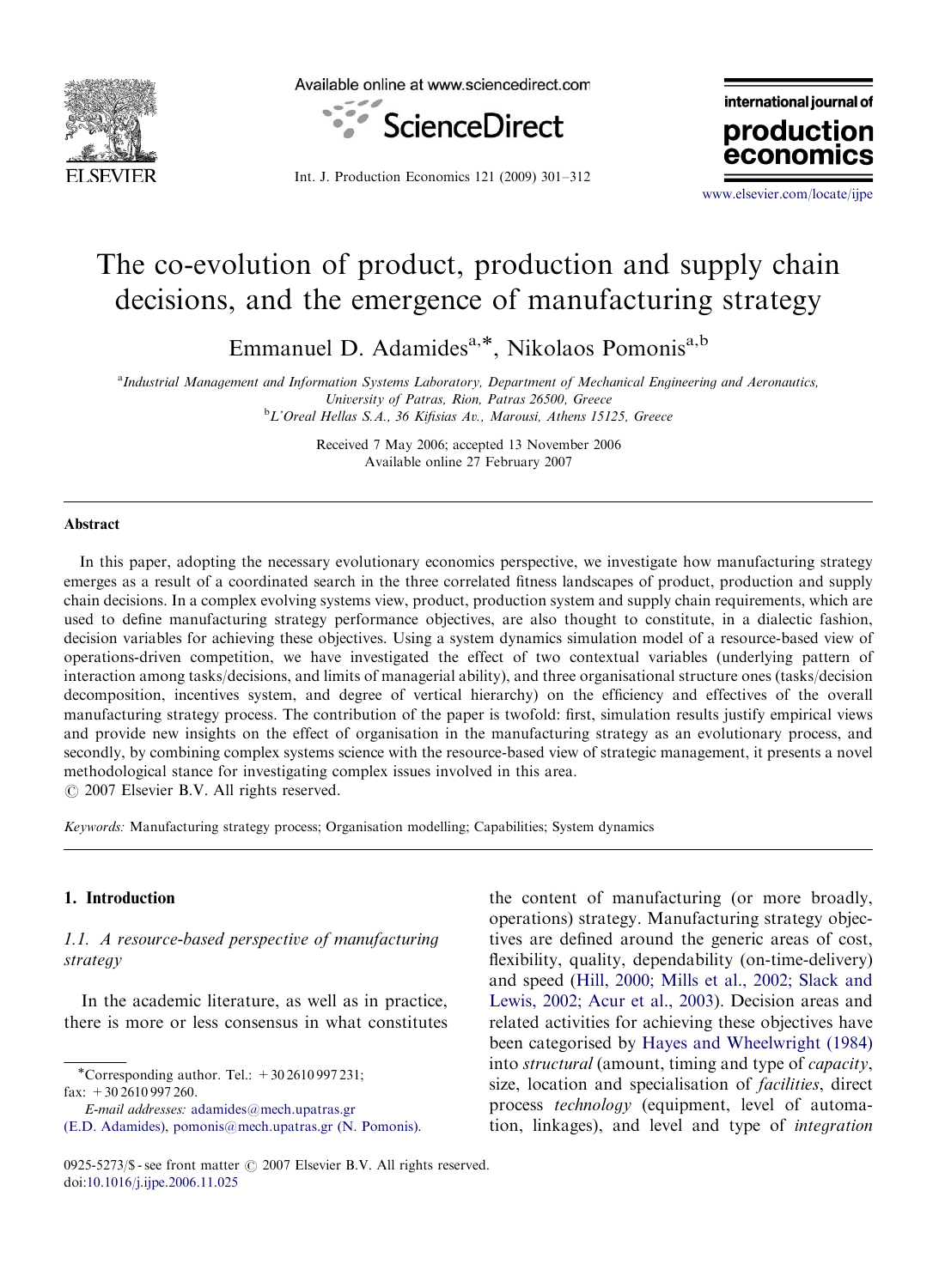# The co-evolution of product, production and supply chain decisions, and the emergence of manufacturing strategy

Emmanuel D. Adamides[a,*], Nikolaos Pomonis[a,b]

[a] *Industrial Management and Information Systems Laboratory, Department of Mechanical Engineering and Aeronautics, University of Patras, Rion, Patras 26500, Greece*

[b] *L'Oreal Hellas S.A., 36 Kifisias Av., Marousi, Athens 15125, Greece*

Received 7 May 2006; accepted 13 November 2006
Available online 27 February 2007

## Abstract

In this paper, adopting the necessary evolutionary economics perspective, we investigate how manufacturing strategy emerges as a result of a coordinated search in the three correlated fitness landscapes of product, production and supply chain decisions. In a complex evolving systems view, product, production system and supply chain requirements, which are used to define manufacturing strategy performance objectives, are also thought to constitute, in a dialectic fashion, decision variables for achieving these objectives. Using a system dynamics simulation model of a resource-based view of operations-driven competition, we have investigated the effect of two contextual variables (underlying pattern of interaction among tasks/decisions, and limits of managerial ability), and three organisational structure ones (tasks/decision decomposition, incentives system, and degree of vertical hierarchy) on the efficiency and effectives of the overall manufacturing strategy process. The contribution of the paper is twofold: first, simulation results justify empirical views and provide new insights on the effect of organisation in the manufacturing strategy as an evolutionary process, and secondly, by combining complex systems science with the resource-based view of strategic management, it presents a novel methodological stance for investigating complex issues involved in this area.
© 2007 Elsevier B.V. All rights reserved.

*Keywords:* Manufacturing strategy process; Organisation modelling; Capabilities; System dynamics

## 1. Introduction

### 1.1. A resource-based perspective of manufacturing strategy

In the academic literature, as well as in practice, there is more or less consensus in what constitutes the content of manufacturing (or more broadly, operations) strategy. Manufacturing strategy objectives are defined around the generic areas of cost, flexibility, quality, dependability (on-time-delivery) and speed (Hill, 2000; Mills et al., 2002; Slack and Lewis, 2002; Acur et al., 2003). Decision areas and related activities for achieving these objectives have been categorised by Hayes and Wheelwright (1984) into *structural* (amount, timing and type of *capacity*, size, location and specialisation of *facilities*, direct process *technology* (equipment, level of automation, linkages), and level and type of *integration*

---

*Corresponding author. Tel.: +30 2610 997 231; fax: +30 2610 997 260.
*E-mail addresses:* adamides@mech.upatras.gr (E.D. Adamides), pomonis@mech.upatras.gr (N. Pomonis).

0925-5273/$ - see front matter © 2007 Elsevier B.V. All rights reserved.
doi:10.1016/j.ijpe.2006.11.025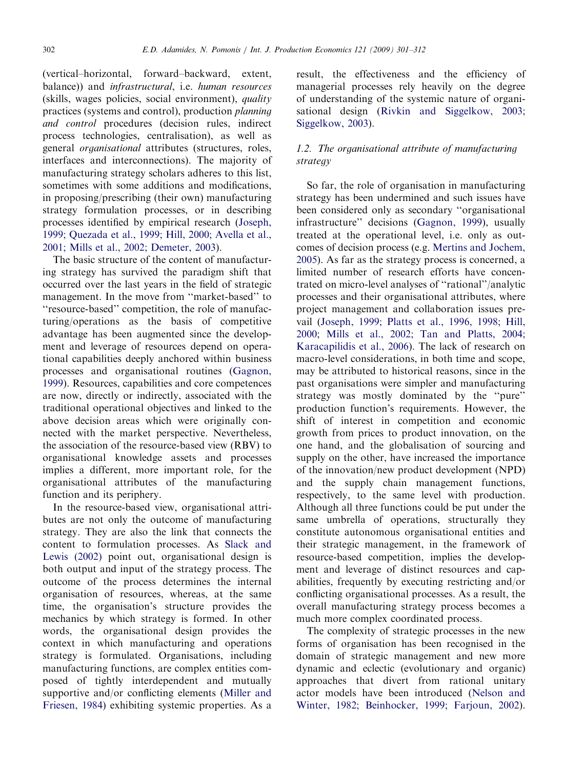(vertical–horizontal, forward–backward, extent, balance)) and *infrastructural*, i.e. *human resources* (skills, wages policies, social environment), *quality* practices (systems and control), production *planning and control* procedures (decision rules, indirect process technologies, centralisation), as well as general *organisational* attributes (structures, roles, interfaces and interconnections). The majority of manufacturing strategy scholars adheres to this list, sometimes with some additions and modifications, in proposing/prescribing (their own) manufacturing strategy formulation processes, or in describing processes identified by empirical research (Joseph, 1999; Quezada et al., 1999; Hill, 2000; Avella et al., 2001; Mills et al., 2002; Demeter, 2003).

The basic structure of the content of manufacturing strategy has survived the paradigm shift that occurred over the last years in the field of strategic management. In the move from "market-based" to "resource-based" competition, the role of manufacturing/operations as the basis of competitive advantage has been augmented since the development and leverage of resources depend on operational capabilities deeply anchored within business processes and organisational routines (Gagnon, 1999). Resources, capabilities and core competences are now, directly or indirectly, associated with the traditional operational objectives and linked to the above decision areas which were originally connected with the market perspective. Nevertheless, the association of the resource-based view (RBV) to organisational knowledge assets and processes implies a different, more important role, for the organisational attributes of the manufacturing function and its periphery.

In the resource-based view, organisational attributes are not only the outcome of manufacturing strategy. They are also the link that connects the content to formulation processes. As Slack and Lewis (2002) point out, organisational design is both output and input of the strategy process. The outcome of the process determines the internal organisation of resources, whereas, at the same time, the organisation's structure provides the mechanics by which strategy is formed. In other words, the organisational design provides the context in which manufacturing and operations strategy is formulated. Organisations, including manufacturing functions, are complex entities composed of tightly interdependent and mutually supportive and/or conflicting elements (Miller and Friesen, 1984) exhibiting systemic properties. As a result, the effectiveness and the efficiency of managerial processes rely heavily on the degree of understanding of the systemic nature of organisational design (Rivkin and Siggelkow, 2003; Siggelkow, 2003).

### 1.2. The organisational attribute of manufacturing strategy

So far, the role of organisation in manufacturing strategy has been undermined and such issues have been considered only as secondary "organisational infrastructure" decisions (Gagnon, 1999), usually treated at the operational level, i.e. only as outcomes of decision process (e.g. Mertins and Jochem, 2005). As far as the strategy process is concerned, a limited number of research efforts have concentrated on micro-level analyses of "rational"/analytic processes and their organisational attributes, where project management and collaboration issues prevail (Joseph, 1999; Platts et al., 1996, 1998; Hill, 2000; Mills et al., 2002; Tan and Platts, 2004; Karacapilidis et al., 2006). The lack of research on macro-level considerations, in both time and scope, may be attributed to historical reasons, since in the past organisations were simpler and manufacturing strategy was mostly dominated by the "pure" production function's requirements. However, the shift of interest in competition and economic growth from prices to product innovation, on the one hand, and the globalisation of sourcing and supply on the other, have increased the importance of the innovation/new product development (NPD) and the supply chain management functions, respectively, to the same level with production. Although all three functions could be put under the same umbrella of operations, structurally they constitute autonomous organisational entities and their strategic management, in the framework of resource-based competition, implies the development and leverage of distinct resources and capabilities, frequently by executing restricting and/or conflicting organisational processes. As a result, the overall manufacturing strategy process becomes a much more complex coordinated process.

The complexity of strategic processes in the new forms of organisation has been recognised in the domain of strategic management and new more dynamic and eclectic (evolutionary and organic) approaches that divert from rational unitary actor models have been introduced (Nelson and Winter, 1982; Beinhocker, 1999; Farjoun, 2002).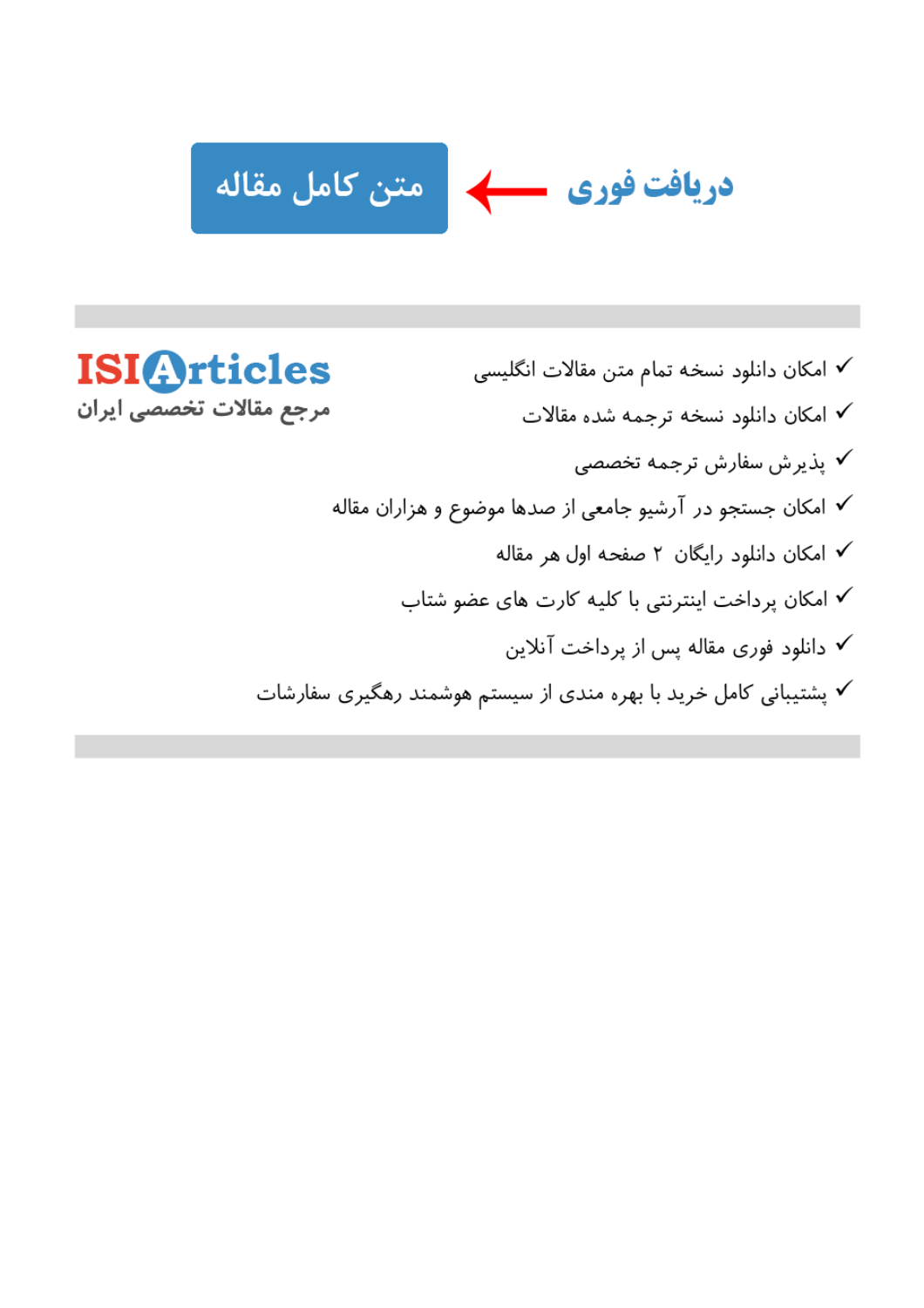دریافت فوری ← **متن کامل مقاله**

**ISIArticles**
مرجع مقالات تخصصی ایران

- ✓ امکان دانلود نسخه تمام متن مقالات انگلیسی
- ✓ امکان دانلود نسخه ترجمه شده مقالات
- ✓ پذیرش سفارش ترجمه تخصصی
- ✓ امکان جستجو در آرشیو جامعی از صدها موضوع و هزاران مقاله
- ✓ امکان دانلود رایگان ۲ صفحه اول هر مقاله
- ✓ امکان پرداخت اینترنتی با کلیه کارت های عضو شتاب
- ✓ دانلود فوری مقاله پس از پرداخت آنلاین
- ✓ پشتیبانی کامل خرید با بهره مندی از سیستم هوشمند رهگیری سفارشات